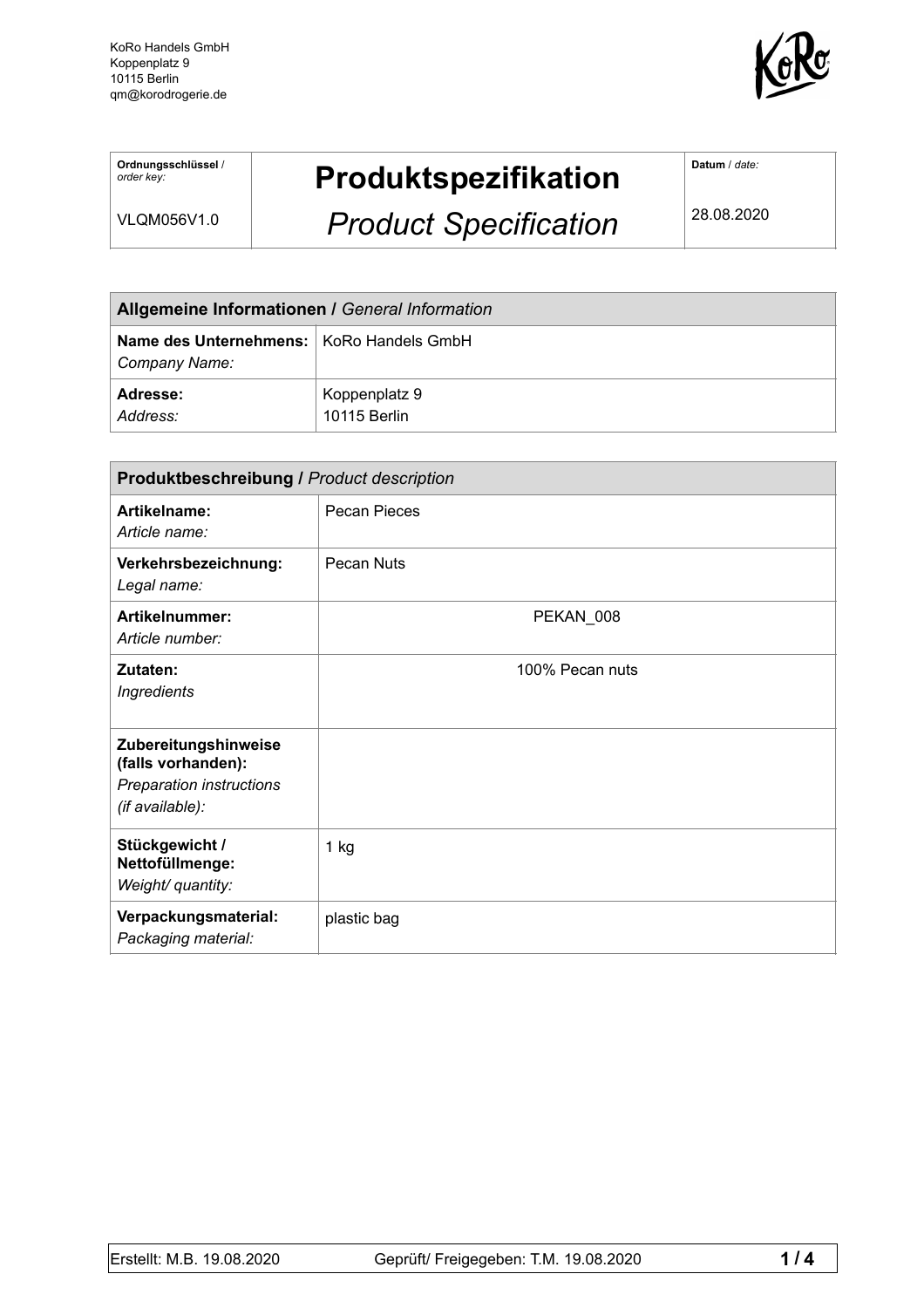KoRo Handels GmbH
Koppenplatz 9
10115 Berlin
qm@korodrogerie.de

| **Ordnungsschlüssel** / *order key:* | **Produktspezifikation** | **Datum** / *date:* |
|---|---|---|
| VLQM056V1.0 | *Product Specification* | 28.08.2020 |

| **Allgemeine Informationen /** *General Information* | |
|---|---|
| **Name des Unternehmens:** *Company Name:* | KoRo Handels GmbH |
| **Adresse:** *Address:* | Koppenplatz 9 10115 Berlin |

| **Produktbeschreibung /** *Product description* | |
|---|---|
| **Artikelname:** *Article name:* | Pecan Pieces |
| **Verkehrsbezeichnung:** *Legal name:* | Pecan Nuts |
| **Artikelnummer:** *Article number:* | PEKAN_008 |
| **Zutaten:** *Ingredients* | 100% Pecan nuts |
| **Zubereitungshinweise (falls vorhanden):** *Preparation instructions (if available):* | |
| **Stückgewicht / Nettofüllmenge:** *Weight/ quantity:* | 1 kg |
| **Verpackungsmaterial:** *Packaging material:* | plastic bag |

Erstellt: M.B. 19.08.2020 | Geprüft/ Freigegeben: T.M. 19.08.2020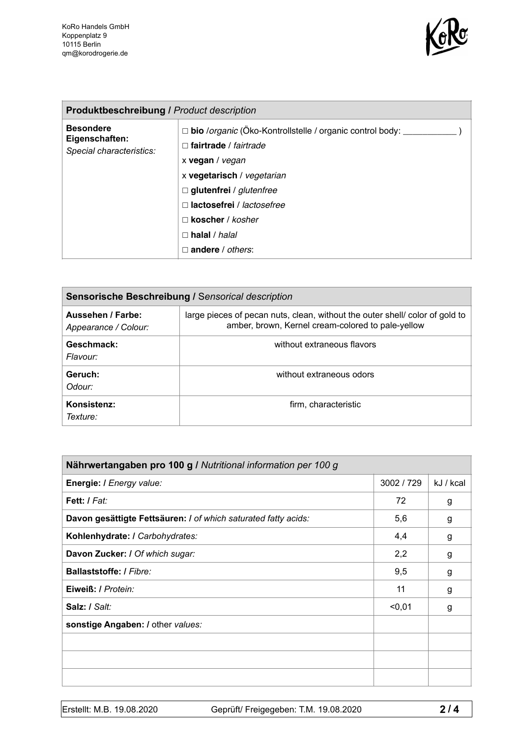| **Produktbeschreibung /** *Product description* | |
|---|---|
| **Besondere Eigenschaften:** *Special characteristics:* | □ **bio** /*organic* (Öko-Kontrollstelle / organic control body: ___________ ) |
| | □ **fairtrade** / *fairtrade* |
| | x **vegan** / *vegan* |
| | x **vegetarisch** / *vegetarian* |
| | □ **glutenfrei** / *glutenfree* |
| | □ **lactosefrei** / *lactosefree* |
| | □ **koscher** / *kosher* |
| | □ **halal** / *halal* |
| | □ **andere** / *others*: |

| **Sensorische Beschreibung /** *Sensorical description* | |
|---|---|
| **Aussehen / Farbe:** *Appearance / Colour:* | large pieces of pecan nuts, clean, without the outer shell/ color of gold to amber, brown, Kernel cream-colored to pale-yellow |
| **Geschmack:** *Flavour:* | without extraneous flavors |
| **Geruch:** *Odour:* | without extraneous odors |
| **Konsistenz:** *Texture:* | firm, characteristic |

| **Nährwertangaben pro 100 g /** *Nutritional information per 100 g* | | |
|---|---|---|
| **Energie: /** *Energy value:* | 3002 / 729 | kJ / kcal |
| **Fett: /** *Fat:* | 72 | g |
| **Davon gesättigte Fettsäuren: /** *of which saturated fatty acids:* | 5,6 | g |
| **Kohlenhydrate: /** *Carbohydrates:* | 4,4 | g |
| **Davon Zucker: /** *Of which sugar:* | 2,2 | g |
| **Ballaststoffe: /** *Fibre:* | 9,5 | g |
| **Eiweiß: /** *Protein:* | 11 | g |
| **Salz: /** *Salt:* | <0,01 | g |
| **sonstige Angaben: /** other *values:* | | |
| | | |
| | | |
| | | |

Erstellt: M.B. 19.08.2020 Geprüft/ Freigegeben: T.M. 19.08.2020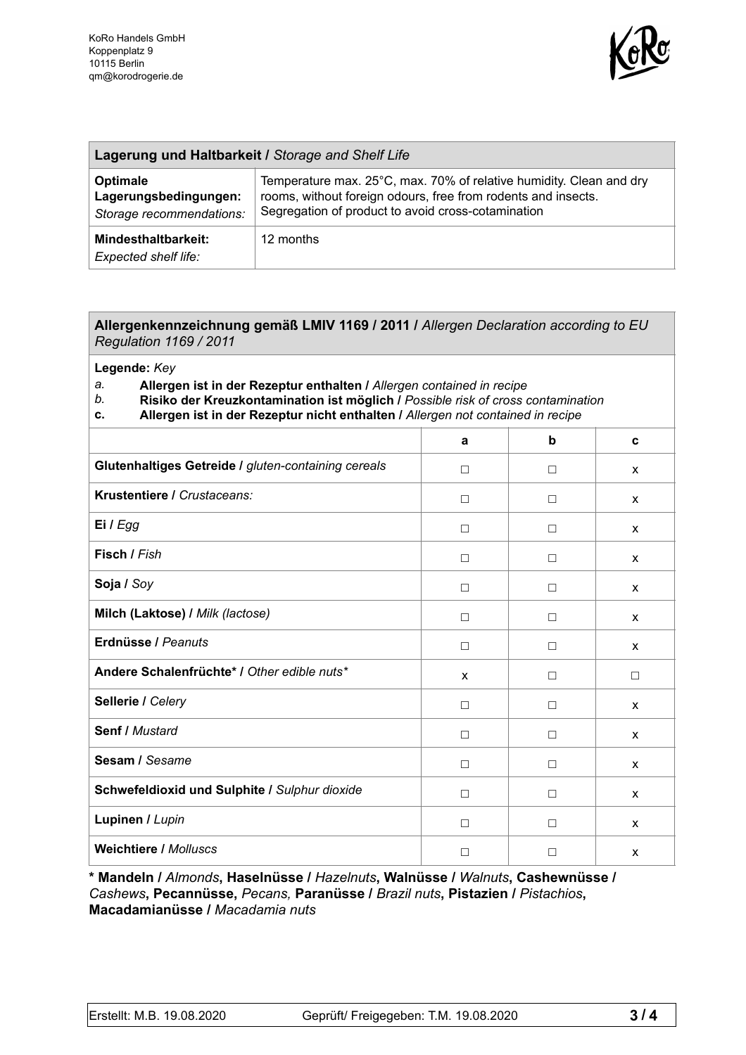KoRo Handels GmbH
Koppenplatz 9
10115 Berlin
qm@korodrogerie.de

| **Lagerung und Haltbarkeit /** *Storage and Shelf Life* | |
|---|---|
| **Optimale Lagerungsbedingungen:** *Storage recommendations:* | Temperature max. 25°C, max. 70% of relative humidity. Clean and dry rooms, without foreign odours, free from rodents and insects. Segregation of product to avoid cross-cotamination |
| **Mindesthaltbarkeit:** *Expected shelf life:* | 12 months |

**Allergenkennzeichnung gemäß LMIV 1169 / 2011 /** *Allergen Declaration according to EU Regulation 1169 / 2011*

**Legende:** *Key*

*a.* **Allergen ist in der Rezeptur enthalten /** *Allergen contained in recipe*
*b.* **Risiko der Kreuzkontamination ist möglich /** *Possible risk of cross contamination*
**c.** **Allergen ist in der Rezeptur nicht enthalten /** *Allergen not contained in recipe*

| | a | b | c |
|---|---|---|---|
| **Glutenhaltiges Getreide /** *gluten-containing cereals* | □ | □ | x |
| **Krustentiere /** *Crustaceans:* | □ | □ | x |
| **Ei /** *Egg* | □ | □ | x |
| **Fisch /** *Fish* | □ | □ | x |
| **Soja /** *Soy* | □ | □ | x |
| **Milch (Laktose) /** *Milk (lactose)* | □ | □ | x |
| **Erdnüsse /** *Peanuts* | □ | □ | x |
| **Andere Schalenfrüchte* /** *Other edible nuts** | x | □ | □ |
| **Sellerie /** *Celery* | □ | □ | x |
| **Senf /** *Mustard* | □ | □ | x |
| **Sesam /** *Sesame* | □ | □ | x |
| **Schwefeldioxid und Sulphite /** *Sulphur dioxide* | □ | □ | x |
| **Lupinen /** *Lupin* | □ | □ | x |
| **Weichtiere /** *Molluscs* | □ | □ | x |

**\* Mandeln /** *Almonds***, Haselnüsse /** *Hazelnuts***, Walnüsse /** *Walnuts***, Cashewnüsse /** *Cashews***, Pecannüsse,** *Pecans,* **Paranüsse /** *Brazil nuts***, Pistazien /** *Pistachios***, Macadamianüsse /** *Macadamia nuts*

Erstellt: M.B. 19.08.2020 | Geprüft/ Freigegeben: T.M. 19.08.2020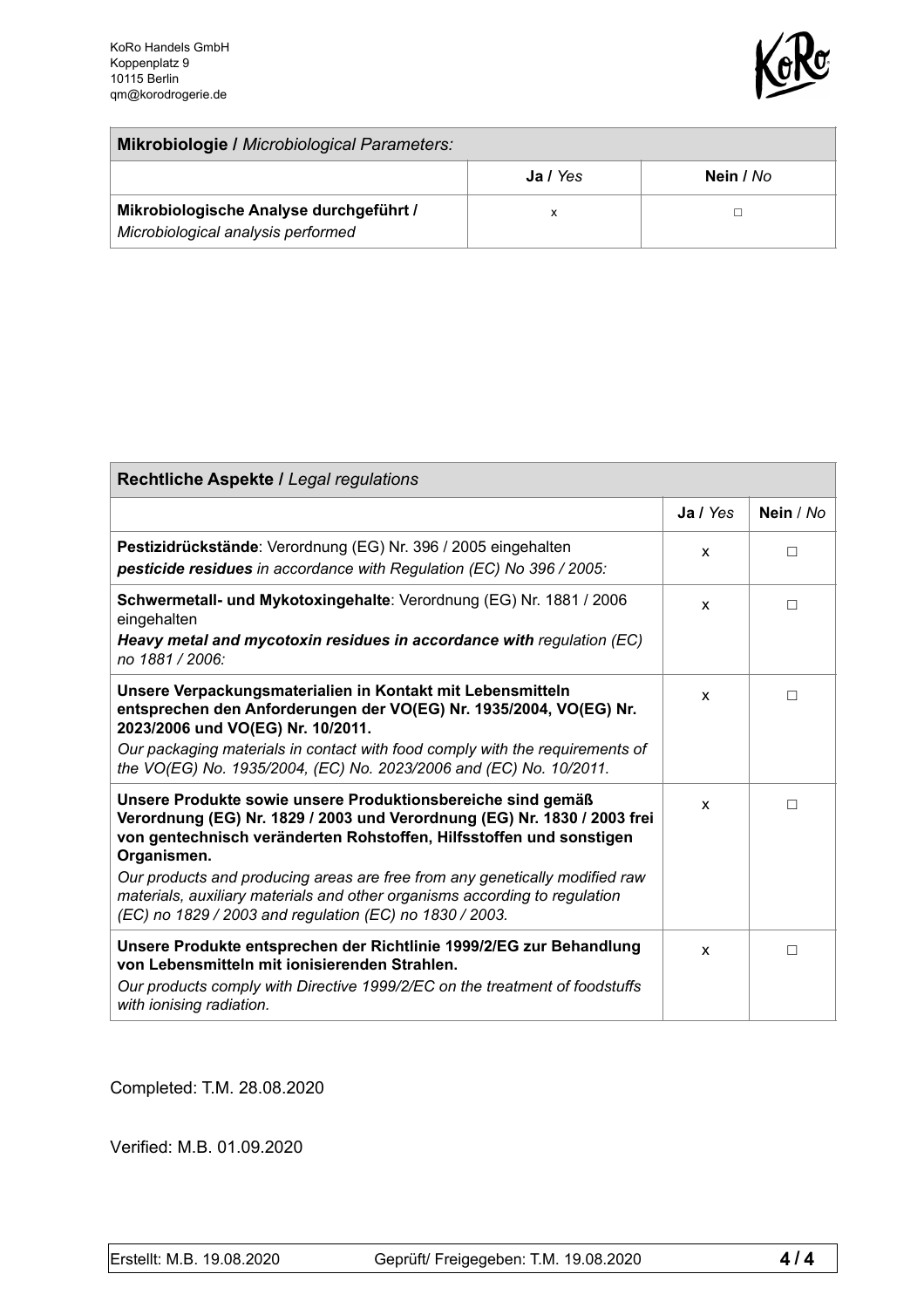KoRo Handels GmbH
Koppenplatz 9
10115 Berlin
qm@korodrogerie.de

| **Mikrobiologie /** *Microbiological Parameters:* | | |
|---|---|---|
| | **Ja /** *Yes* | **Nein /** *No* |
| **Mikrobiologische Analyse durchgeführt /** *Microbiological analysis performed* | x | □ |

| **Rechtliche Aspekte /** *Legal regulations* | | |
|---|---|---|
| | **Ja /** *Yes* | **Nein** / *No* |
| **Pestizidrückstände**: Verordnung (EG) Nr. 396 / 2005 eingehalten ***pesticide residues*** *in accordance with Regulation (EC) No 396 / 2005:* | x | □ |
| **Schwermetall- und Mykotoxingehalte**: Verordnung (EG) Nr. 1881 / 2006 eingehalten ***Heavy metal and mycotoxin residues in accordance with*** *regulation (EC) no 1881 / 2006:* | x | □ |
| **Unsere Verpackungsmaterialien in Kontakt mit Lebensmitteln entsprechen den Anforderungen der VO(EG) Nr. 1935/2004, VO(EG) Nr. 2023/2006 und VO(EG) Nr. 10/2011.** *Our packaging materials in contact with food comply with the requirements of the VO(EG) No. 1935/2004, (EC) No. 2023/2006 and (EC) No. 10/2011.* | x | □ |
| **Unsere Produkte sowie unsere Produktionsbereiche sind gemäß Verordnung (EG) Nr. 1829 / 2003 und Verordnung (EG) Nr. 1830 / 2003 frei von gentechnisch veränderten Rohstoffen, Hilfsstoffen und sonstigen Organismen.** *Our products and producing areas are free from any genetically modified raw materials, auxiliary materials and other organisms according to regulation (EC) no 1829 / 2003 and regulation (EC) no 1830 / 2003.* | x | □ |
| **Unsere Produkte entsprechen der Richtlinie 1999/2/EG zur Behandlung von Lebensmitteln mit ionisierenden Strahlen.** *Our products comply with Directive 1999/2/EC on the treatment of foodstuffs with ionising radiation.* | x | □ |

Completed: T.M. 28.08.2020

Verified: M.B. 01.09.2020

| | | |
|---|---|---|
| Erstellt: M.B. 19.08.2020 | Geprüft/ Freigegeben: T.M. 19.08.2020 | |